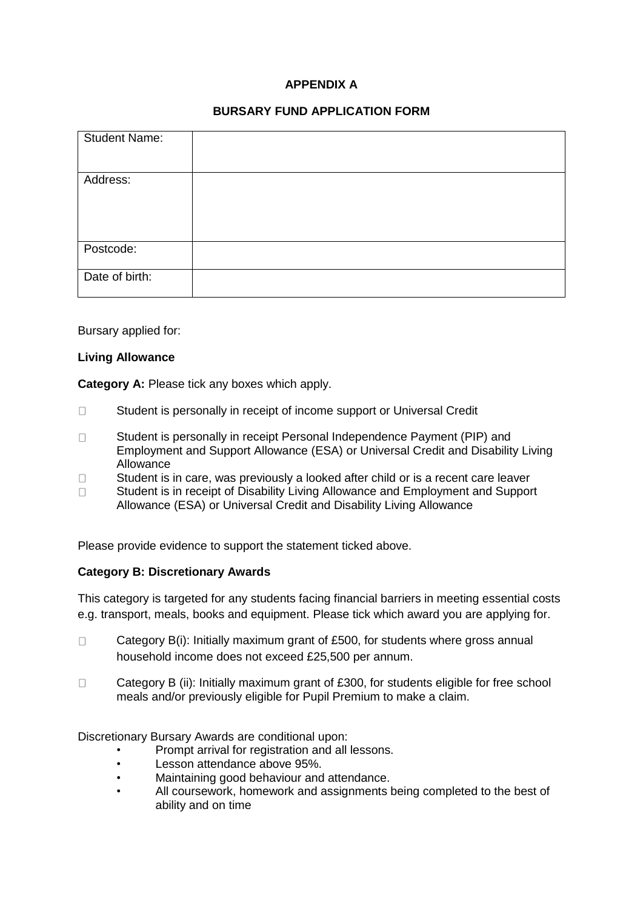**APPENDIX A**

**BURSARY FUND APPLICATION FORM**

| Student Name: | |
|---|---|
| Address: | |
| Postcode: | |
| Date of birth: | |

Bursary applied for:

**Living Allowance**

**Category A:** Please tick any boxes which apply.

- ☐ Student is personally in receipt of income support or Universal Credit
- ☐ Student is personally in receipt Personal Independence Payment (PIP) and Employment and Support Allowance (ESA) or Universal Credit and Disability Living Allowance
- ☐ Student is in care, was previously a looked after child or is a recent care leaver
- ☐ Student is in receipt of Disability Living Allowance and Employment and Support Allowance (ESA) or Universal Credit and Disability Living Allowance

Please provide evidence to support the statement ticked above.

**Category B: Discretionary Awards**

This category is targeted for any students facing financial barriers in meeting essential costs e.g. transport, meals, books and equipment. Please tick which award you are applying for.

- ☐ Category B(i): Initially maximum grant of £500, for students where gross annual household income does not exceed £25,500 per annum.
- ☐ Category B (ii): Initially maximum grant of £300, for students eligible for free school meals and/or previously eligible for Pupil Premium to make a claim.

Discretionary Bursary Awards are conditional upon:

- Prompt arrival for registration and all lessons.
- Lesson attendance above 95%.
- Maintaining good behaviour and attendance.
- All coursework, homework and assignments being completed to the best of ability and on time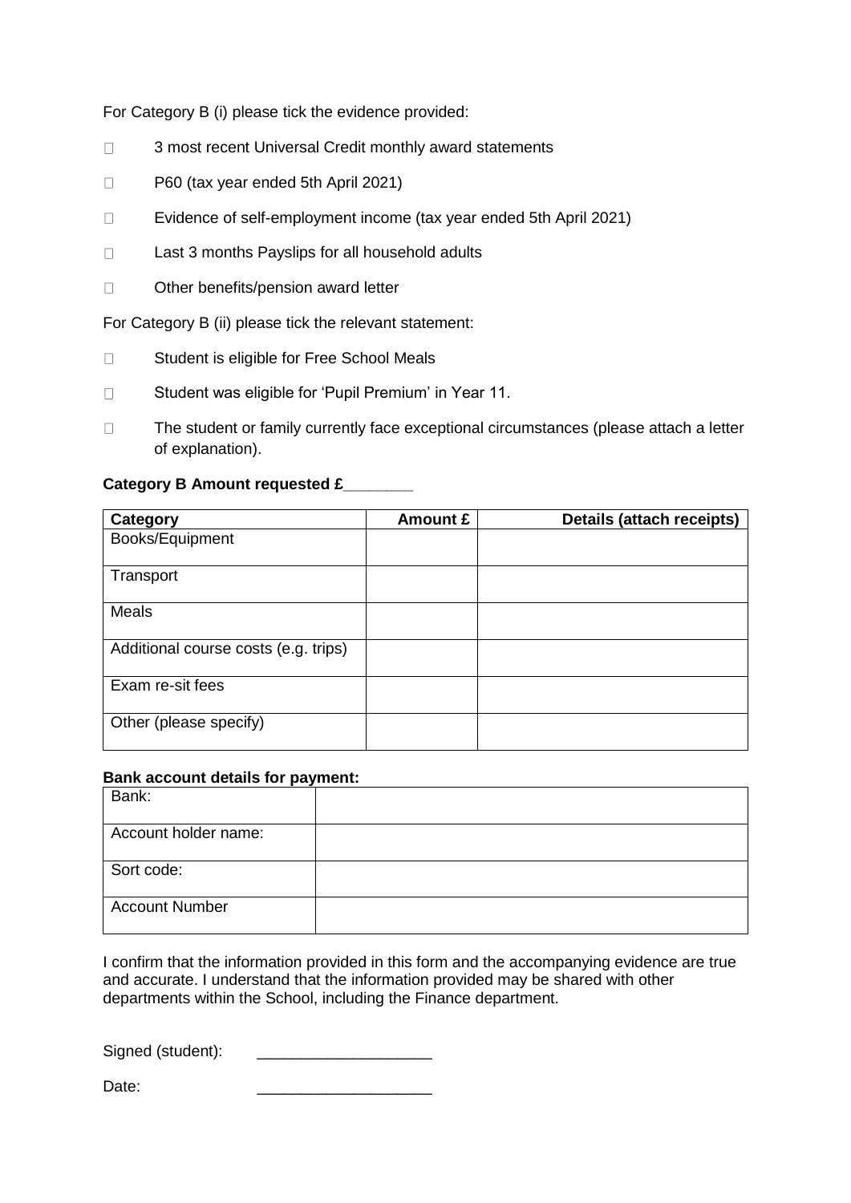For Category B (i) please tick the evidence provided:

- ☐ 3 most recent Universal Credit monthly award statements
- ☐ P60 (tax year ended 5th April 2021)
- ☐ Evidence of self-employment income (tax year ended 5th April 2021)
- ☐ Last 3 months Payslips for all household adults
- ☐ Other benefits/pension award letter

For Category B (ii) please tick the relevant statement:

- ☐ Student is eligible for Free School Meals
- ☐ Student was eligible for 'Pupil Premium' in Year 11.
- ☐ The student or family currently face exceptional circumstances (please attach a letter of explanation).

**Category B Amount requested £________**

| Category | Amount £ | Details (attach receipts) |
|---|---|---|
| Books/Equipment | | |
| Transport | | |
| Meals | | |
| Additional course costs (e.g. trips) | | |
| Exam re-sit fees | | |
| Other (please specify) | | |

**Bank account details for payment:**

| Bank: | |
|---|---|
| Account holder name: | |
| Sort code: | |
| Account Number | |

I confirm that the information provided in this form and the accompanying evidence are true and accurate. I understand that the information provided may be shared with other departments within the School, including the Finance department.

Signed (student): ____________________

Date: ____________________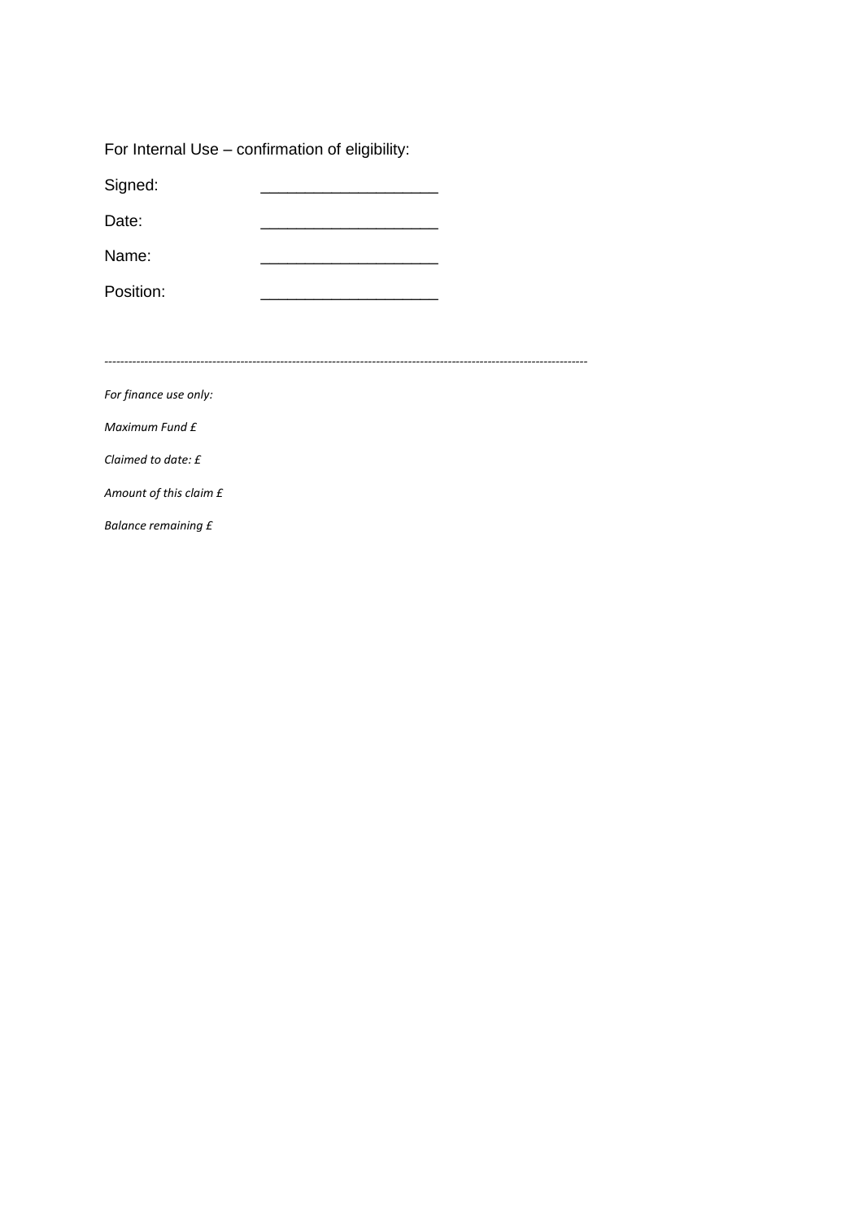For Internal Use – confirmation of eligibility:

Signed: ____________________

Date: ____________________

Name: ____________________

Position: ____________________

---

*For finance use only:*

*Maximum Fund £*

*Claimed to date: £*

*Amount of this claim £*

*Balance remaining £*